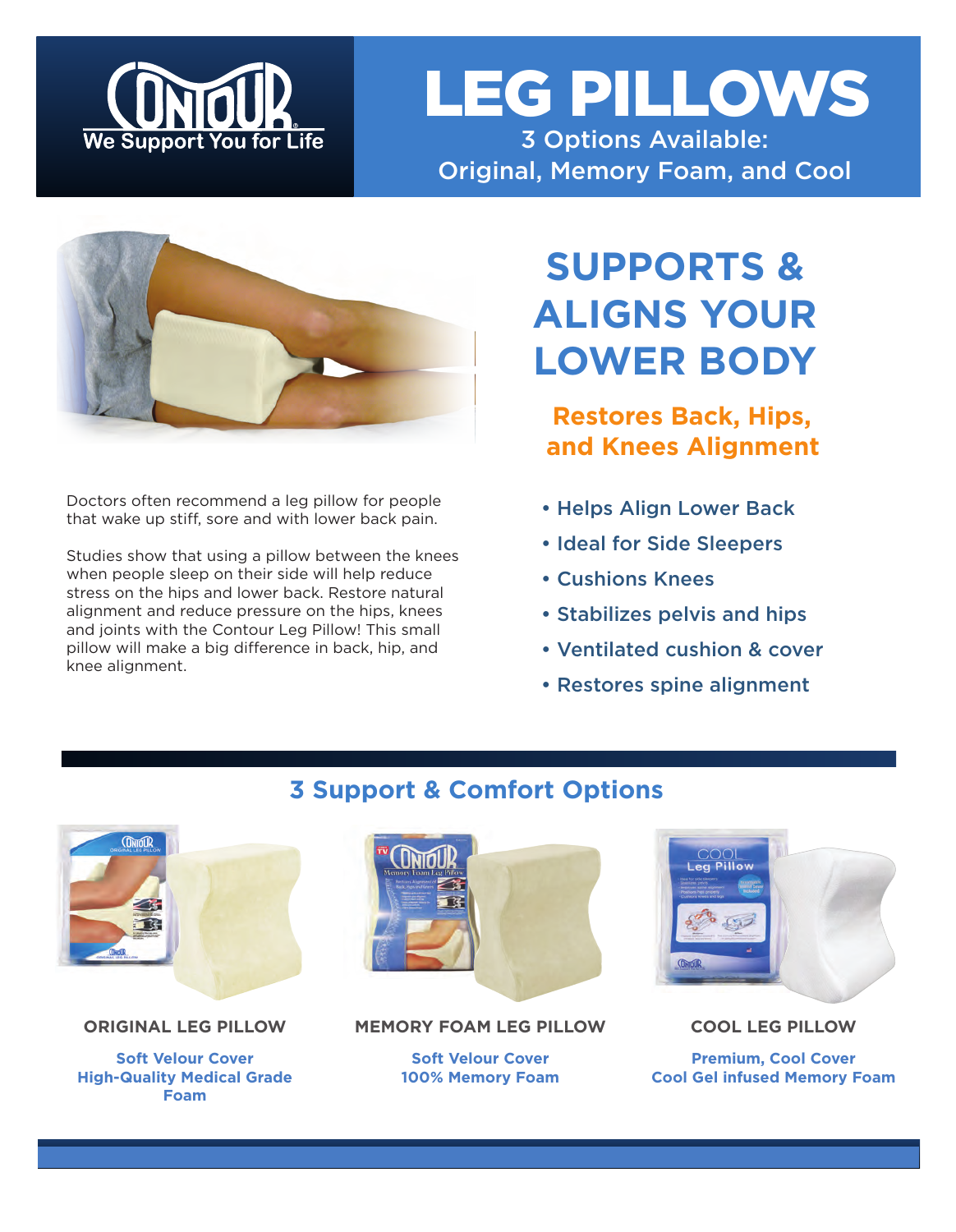CONTOUR
We Support You for Life

# LEG PILLOWS

3 Options Available:
Original, Memory Foam, and Cool

## SUPPORTS & ALIGNS YOUR LOWER BODY

### Restores Back, Hips, and Knees Alignment

Doctors often recommend a leg pillow for people that wake up stiff, sore and with lower back pain.

Studies show that using a pillow between the knees when people sleep on their side will help reduce stress on the hips and lower back. Restore natural alignment and reduce pressure on the hips, knees and joints with the Contour Leg Pillow! This small pillow will make a big difference in back, hip, and knee alignment.

- Helps Align Lower Back
- Ideal for Side Sleepers
- Cushions Knees
- Stabilizes pelvis and hips
- Ventilated cushion & cover
- Restores spine alignment

## 3 Support & Comfort Options

**ORIGINAL LEG PILLOW**

Soft Velour Cover
High-Quality Medical Grade Foam

**MEMORY FOAM LEG PILLOW**

Soft Velour Cover
100% Memory Foam

**COOL LEG PILLOW**

Premium, Cool Cover
Cool Gel infused Memory Foam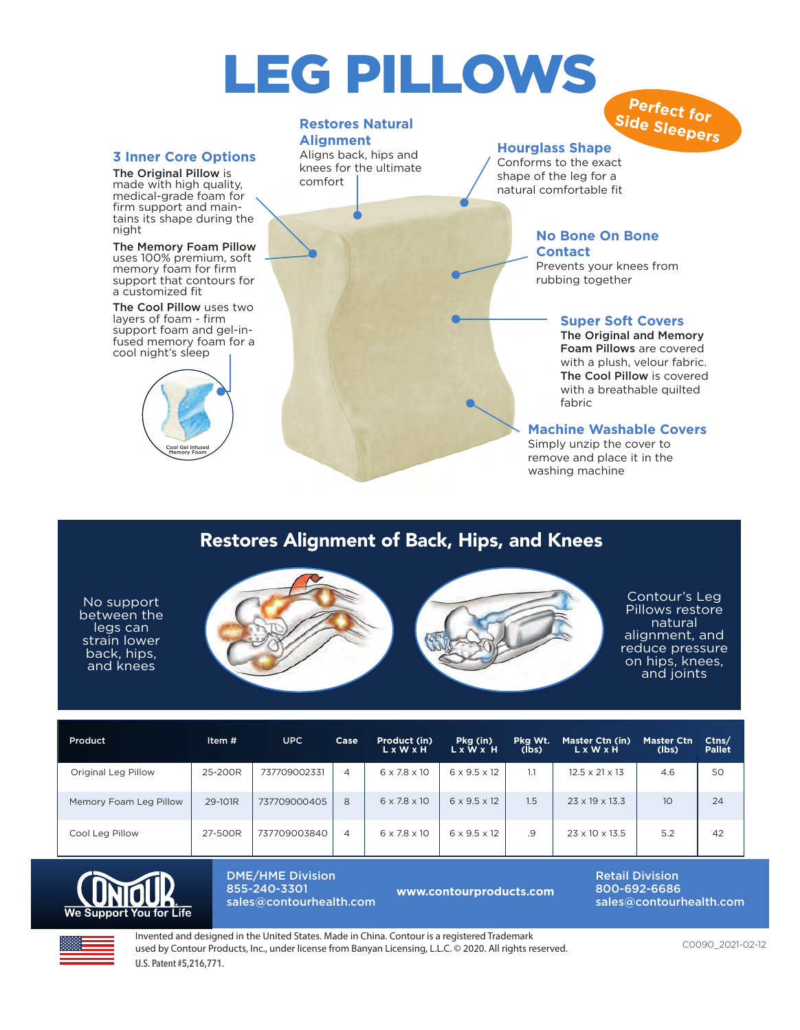# LEG PILLOWS

Perfect for Side Sleepers

### 3 Inner Core Options

**The Original Pillow** is made with high quality, medical-grade foam for firm support and maintains its shape during the night

**The Memory Foam Pillow** uses 100% premium, soft memory foam for firm support that contours for a customized fit

**The Cool Pillow** uses two layers of foam - firm support foam and gel-infused memory foam for a cool night's sleep

Cool Gel Infused Memory Foam

### Restores Natural Alignment

Aligns back, hips and knees for the ultimate comfort

### Hourglass Shape

Conforms to the exact shape of the leg for a natural comfortable fit

### No Bone On Bone Contact

Prevents your knees from rubbing together

### Super Soft Covers

**The Original and Memory Foam Pillows** are covered with a plush, velour fabric. **The Cool Pillow** is covered with a breathable quilted fabric

### Machine Washable Covers

Simply unzip the cover to remove and place it in the washing machine

## Restores Alignment of Back, Hips, and Knees

No support between the legs can strain lower back, hips, and knees

Contour's Leg Pillows restore natural alignment, and reduce pressure on hips, knees, and joints

| Product | Item # | UPC | Case | Product (in) L x W x H | Pkg (in) L x W x H | Pkg Wt. (lbs) | Master Ctn (in) L x W x H | Master Ctn (lbs) | Ctns/ Pallet |
|---|---|---|---|---|---|---|---|---|---|
| Original Leg Pillow | 25-200R | 737709002331 | 4 | 6 x 7.8 x 10 | 6 x 9.5 x 12 | 1.1 | 12.5 x 21 x 13 | 4.6 | 50 |
| Memory Foam Leg Pillow | 29-101R | 737709000405 | 8 | 6 x 7.8 x 10 | 6 x 9.5 x 12 | 1.5 | 23 x 19 x 13.3 | 10 | 24 |
| Cool Leg Pillow | 27-500R | 737709003840 | 4 | 6 x 7.8 x 10 | 6 x 9.5 x 12 | .9 | 23 x 10 x 13.5 | 5.2 | 42 |

CONTOUR
We Support You for Life

**DME/HME Division**
855-240-3301
sales@contourhealth.com

**www.contourproducts.com**

**Retail Division**
800-692-6686
sales@contourhealth.com

Invented and designed in the United States. Made in China. Contour is a registered Trademark used by Contour Products, Inc., under license from Banyan Licensing, L.L.C. © 2020. All rights reserved.

**U.S. Patent #5,216,771.**

C0090_2021-02-12